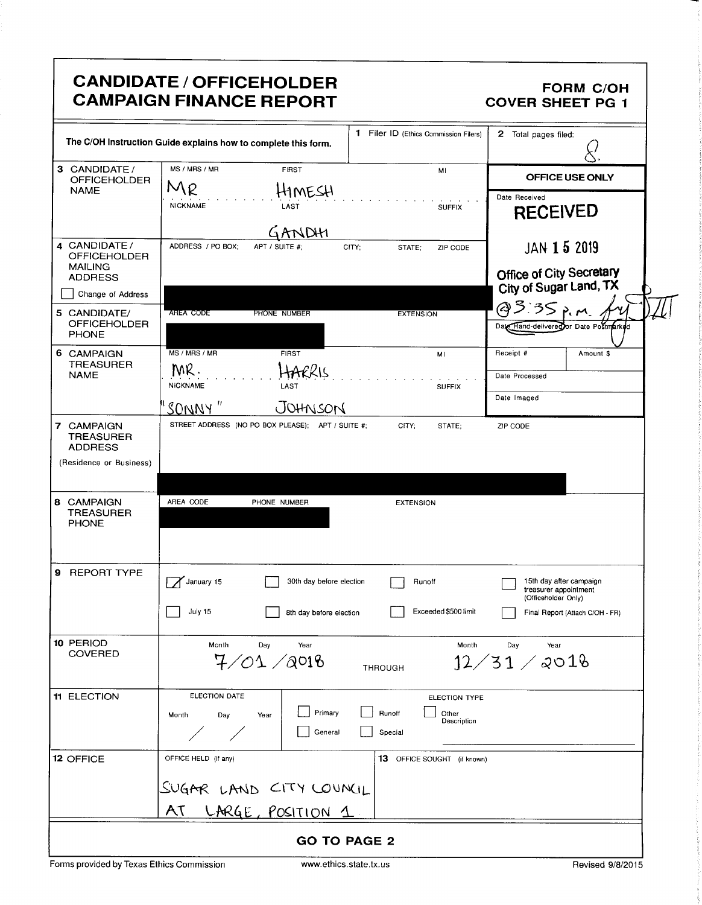# CANDIDATE / OFFICEHOLDER CAMPAIGN FINANCE REPORT

**FORM C/OH COVER SHEET PG 1**

The C/OH Instruction Guide explains how to complete this form.

| | | |
|---|---|---|
| **1** Filer ID (Ethics Commission Filers) | | **2** Total pages filed: 8 |

| Field | Content |
|---|---|
| **3** CANDIDATE / OFFICEHOLDER NAME | MS / MRS / MR: MR; FIRST: HIMESH; MI: ; NICKNAME: ; LAST: GANDHI; SUFFIX: |
| **4** CANDIDATE / OFFICEHOLDER MAILING ADDRESS (☐ Change of Address) | ADDRESS / PO BOX; APT / SUITE #; CITY; STATE; ZIP CODE: [redacted] |
| **5** CANDIDATE / OFFICEHOLDER PHONE | AREA CODE; PHONE NUMBER; EXTENSION: [redacted] |
| **6** CAMPAIGN TREASURER NAME | MS / MRS / MR: MR.; FIRST: HARRIS; MI: ; NICKNAME: "SONNY"; LAST: JOHNSON; SUFFIX: |
| **7** CAMPAIGN TREASURER ADDRESS (Residence or Business) | STREET ADDRESS (NO PO BOX PLEASE); APT / SUITE #; CITY; STATE; ZIP CODE: [redacted] |
| **8** CAMPAIGN TREASURER PHONE | AREA CODE; PHONE NUMBER; EXTENSION: [redacted] |

**OFFICE USE ONLY**

Date Received: RECEIVED JAN 15 2019 Office of City Secretary City of Sugar Land, TX @3:35 p.m.

Date Hand-delivered or Date Postmarked

Receipt # | Amount $

Date Processed

Date Imaged

**9** REPORT TYPE

- [x] January 15
- [ ] July 15
- [ ] 30th day before election
- [ ] 8th day before election
- [ ] Runoff
- [ ] Exceeded $500 limit
- [ ] 15th day after campaign treasurer appointment (Officeholder Only)
- [ ] Final Report (Attach C/OH - FR)

**10** PERIOD COVERED

Month Day Year: 7/01/2018 THROUGH Month Day Year: 12/31/2018

**11** ELECTION

ELECTION DATE: Month / Day / Year: / /

ELECTION TYPE:
- [ ] Primary
- [ ] General
- [ ] Runoff
- [ ] Special
- [ ] Other Description

**12** OFFICE

OFFICE HELD (if any): SUGAR LAND CITY COUNCIL AT LARGE, POSITION 1

**13** OFFICE SOUGHT (if known):

**GO TO PAGE 2**

Forms provided by Texas Ethics Commission | www.ethics.state.tx.us | Revised 9/8/2015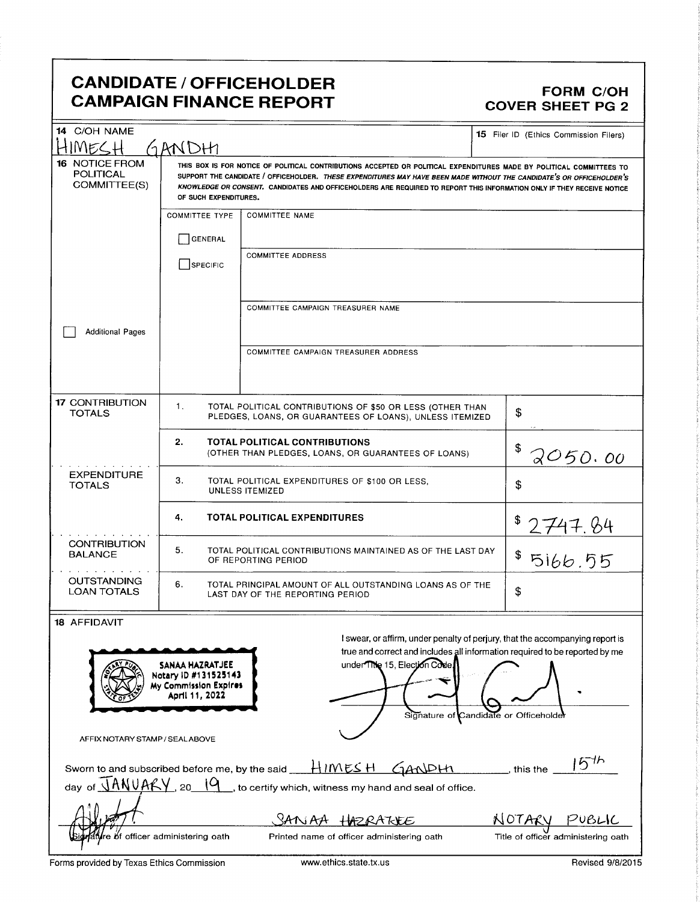# CANDIDATE / OFFICEHOLDER CAMPAIGN FINANCE REPORT

**FORM C/OH COVER SHEET PG 2**

| | |
|---|---|
| **14** C/OH NAME<br>HIMESH GANDHI | **15** Filer ID (Ethics Commission Filers) |

**16 NOTICE FROM POLITICAL COMMITTEE(S)**

THIS BOX IS FOR NOTICE OF POLITICAL CONTRIBUTIONS ACCEPTED OR POLITICAL EXPENDITURES MADE BY POLITICAL COMMITTEES TO SUPPORT THE CANDIDATE / OFFICEHOLDER. *THESE EXPENDITURES MAY HAVE BEEN MADE WITHOUT THE CANDIDATE'S OR OFFICEHOLDER'S KNOWLEDGE OR CONSENT.* CANDIDATES AND OFFICEHOLDERS ARE REQUIRED TO REPORT THIS INFORMATION ONLY IF THEY RECEIVE NOTICE OF SUCH EXPENDITURES.

| COMMITTEE TYPE | |
|---|---|
| ☐ GENERAL<br>☐ SPECIFIC | COMMITTEE NAME |
| | COMMITTEE ADDRESS |
| | COMMITTEE CAMPAIGN TREASURER NAME |
| | COMMITTEE CAMPAIGN TREASURER ADDRESS |

☐ Additional Pages

| | | | |
|---|---|---|---|
| **17** CONTRIBUTION TOTALS | 1. | TOTAL POLITICAL CONTRIBUTIONS OF $50 OR LESS (OTHER THAN PLEDGES, LOANS, OR GUARANTEES OF LOANS), UNLESS ITEMIZED | $ |
| | 2. | **TOTAL POLITICAL CONTRIBUTIONS** (OTHER THAN PLEDGES, LOANS, OR GUARANTEES OF LOANS) | $ 2050.00 |
| EXPENDITURE TOTALS | 3. | TOTAL POLITICAL EXPENDITURES OF $100 OR LESS, UNLESS ITEMIZED | $ |
| | 4. | **TOTAL POLITICAL EXPENDITURES** | $ 2747.84 |
| CONTRIBUTION BALANCE | 5. | TOTAL POLITICAL CONTRIBUTIONS MAINTAINED AS OF THE LAST DAY OF REPORTING PERIOD | $ 5166.55 |
| OUTSTANDING LOAN TOTALS | 6. | TOTAL PRINCIPAL AMOUNT OF ALL OUTSTANDING LOANS AS OF THE LAST DAY OF THE REPORTING PERIOD | $ |

**18 AFFIDAVIT**

SANAA HAZRATJEE
Notary ID #131525143
My Commission Expires
April 11, 2022

AFFIX NOTARY STAMP / SEAL ABOVE

I swear, or affirm, under penalty of perjury, that the accompanying report is true and correct and includes all information required to be reported by me under Title 15, Election Code.

Signature of Candidate or Officeholder

Sworn to and subscribed before me, by the said HIMESH GANDHI, this the 15th day of JANUARY, 20 19, to certify which, witness my hand and seal of office.

| Signature of officer administering oath | SANAA HAZRATJEE<br>Printed name of officer administering oath | NOTARY PUBLIC<br>Title of officer administering oath |
|---|---|---|

Forms provided by Texas Ethics Commission | www.ethics.state.tx.us | Revised 9/8/2015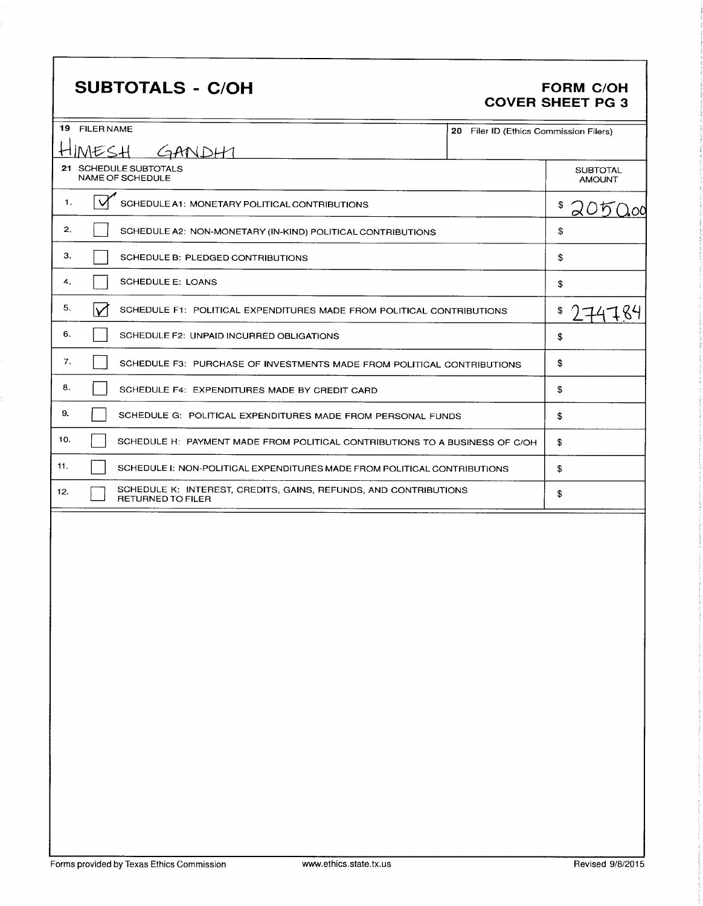# SUBTOTALS - C/OH

**FORM C/OH**
**COVER SHEET PG 3**

| 19 FILER NAME | 20 Filer ID (Ethics Commission Filers) |
|---|---|
| HIMESH GANDHI | |

| 21 SCHEDULE SUBTOTALS NAME OF SCHEDULE | | SUBTOTAL AMOUNT |
|---|---|---|
| 1. | [X] SCHEDULE A1: MONETARY POLITICAL CONTRIBUTIONS | $ 2050.00 |
| 2. | [ ] SCHEDULE A2: NON-MONETARY (IN-KIND) POLITICAL CONTRIBUTIONS | $ |
| 3. | [ ] SCHEDULE B: PLEDGED CONTRIBUTIONS | $ |
| 4. | [ ] SCHEDULE E: LOANS | $ |
| 5. | [X] SCHEDULE F1: POLITICAL EXPENDITURES MADE FROM POLITICAL CONTRIBUTIONS | $ 2747.84 |
| 6. | [ ] SCHEDULE F2: UNPAID INCURRED OBLIGATIONS | $ |
| 7. | [ ] SCHEDULE F3: PURCHASE OF INVESTMENTS MADE FROM POLITICAL CONTRIBUTIONS | $ |
| 8. | [ ] SCHEDULE F4: EXPENDITURES MADE BY CREDIT CARD | $ |
| 9. | [ ] SCHEDULE G: POLITICAL EXPENDITURES MADE FROM PERSONAL FUNDS | $ |
| 10. | [ ] SCHEDULE H: PAYMENT MADE FROM POLITICAL CONTRIBUTIONS TO A BUSINESS OF C/OH | $ |
| 11. | [ ] SCHEDULE I: NON-POLITICAL EXPENDITURES MADE FROM POLITICAL CONTRIBUTIONS | $ |
| 12. | [ ] SCHEDULE K: INTEREST, CREDITS, GAINS, REFUNDS, AND CONTRIBUTIONS RETURNED TO FILER | $ |

Forms provided by Texas Ethics Commission www.ethics.state.tx.us Revised 9/8/2015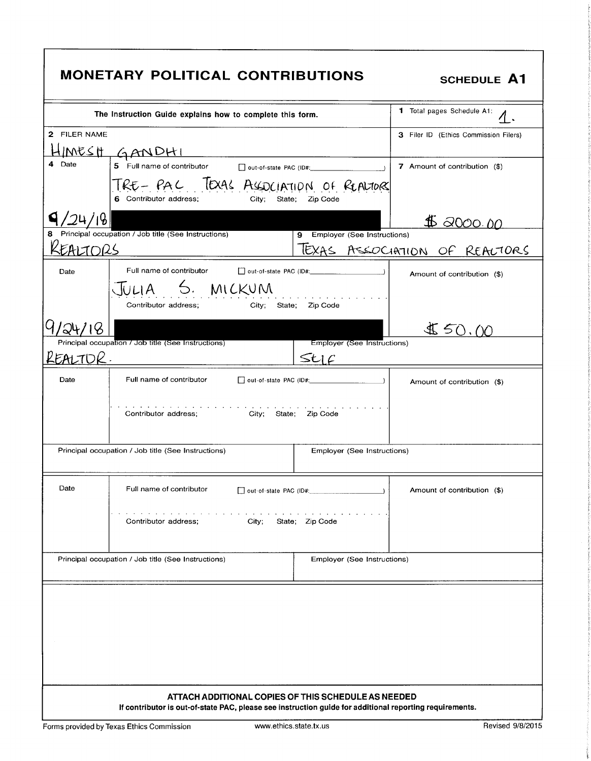# MONETARY POLITICAL CONTRIBUTIONS

**SCHEDULE A1**

| The Instruction Guide explains how to complete this form. | | 1 Total pages Schedule A1: 1. |
|---|---|---|
| 2 FILER NAME<br>HIMESH GANDHI | | 3 Filer ID (Ethics Commission Filers) |
| 4 Date<br>9/24/18 | 5 Full name of contributor ☐ out-of-state PAC (ID#: )<br>TRE- PAC TEXAS ASSOCIATION OF REALTORS<br>6 Contributor address; City; State; Zip Code<br>[REDACTED] | 7 Amount of contribution ($)<br>$ 2000.00 |
| 8 Principal occupation / Job title (See Instructions)<br>REALTORS | 9 Employer (See Instructions)<br>TEXAS ASSOCIATION OF REALTORS | |
| Date<br>9/24/18 | Full name of contributor ☐ out-of-state PAC (ID#: )<br>JULIA S. MICKUM<br>Contributor address; City; State; Zip Code<br>[REDACTED] | Amount of contribution ($)<br>$ 50.00 |
| Principal occupation / Job title (See Instructions)<br>REALTOR. | Employer (See Instructions)<br>SELF | |
| Date | Full name of contributor ☐ out-of-state PAC (ID#: )<br>Contributor address; City; State; Zip Code | Amount of contribution ($) |
| Principal occupation / Job title (See Instructions) | Employer (See Instructions) | |
| Date | Full name of contributor ☐ out-of-state PAC (ID#: )<br>Contributor address; City; State; Zip Code | Amount of contribution ($) |
| Principal occupation / Job title (See Instructions) | Employer (See Instructions) | |

**ATTACH ADDITIONAL COPIES OF THIS SCHEDULE AS NEEDED**

**If contributor is out-of-state PAC, please see instruction guide for additional reporting requirements.**

Forms provided by Texas Ethics Commission www.ethics.state.tx.us Revised 9/8/2015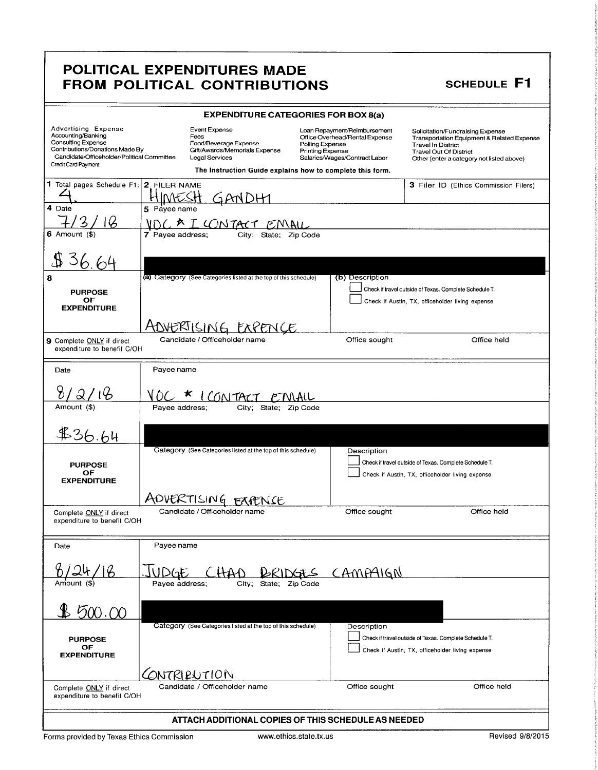# POLITICAL EXPENDITURES MADE FROM POLITICAL CONTRIBUTIONS

## SCHEDULE F1

### EXPENDITURE CATEGORIES FOR BOX 8(a)

| | | | |
|---|---|---|---|
| Advertising Expense | Event Expense | Loan Repayment/Reimbursement | Solicitation/Fundraising Expense |
| Accounting/Banking | Fees | Office Overhead/Rental Expense | Transportation Equipment & Related Expense |
| Consulting Expense | Food/Beverage Expense | Polling Expense | Travel In District |
| Contributions/Donations Made By Candidate/Officeholder/Political Committee | Gift/Awards/Memorials Expense | Printing Expense | Travel Out Of District |
| Credit Card Payment | Legal Services | Salaries/Wages/Contract Labor | Other (enter a category not listed above) |

The Instruction Guide explains how to complete this form.

**1** Total pages Schedule F1: 4.

**2** FILER NAME: HIMESH GANDHI

**3** Filer ID (Ethics Commission Filers):

---

**4** Date: 7/3/18

**5** Payee name: VOC * I CONTACT EMAIL

**6** Amount ($): $36.64

**7** Payee address; City; State; Zip Code: [REDACTED]

**8** PURPOSE OF EXPENDITURE
- (a) Category (See Categories listed at the top of this schedule): ADVERTISING EXPENCE
- (b) Description:
  - ☐ Check if travel outside of Texas. Complete Schedule T.
  - ☐ Check if Austin, TX, officeholder living expense

**9** Complete ONLY if direct expenditure to benefit C/OH
- Candidate / Officeholder name:
- Office sought:
- Office held:

---

Date: 8/2/18

Payee name: VOC * ICONTACT EMAIL

Amount ($): $36.64

Payee address; City; State; Zip Code: [REDACTED]

PURPOSE OF EXPENDITURE
- Category (See Categories listed at the top of this schedule): ADVERTISING EXPENSE
- Description:
  - ☐ Check if travel outside of Texas. Complete Schedule T.
  - ☐ Check if Austin, TX, officeholder living expense

Complete ONLY if direct expenditure to benefit C/OH
- Candidate / Officeholder name:
- Office sought:
- Office held:

---

Date: 8/24/18

Payee name: JUDGE CHAD BRIDGES CAMPAIGN

Amount ($): $500.00

Payee address; City; State; Zip Code: [REDACTED]

PURPOSE OF EXPENDITURE
- Category (See Categories listed at the top of this schedule): CONTRIBUTION
- Description:
  - ☐ Check if travel outside of Texas. Complete Schedule T.
  - ☐ Check if Austin, TX, officeholder living expense

Complete ONLY if direct expenditure to benefit C/OH
- Candidate / Officeholder name:
- Office sought:
- Office held:

---

**ATTACH ADDITIONAL COPIES OF THIS SCHEDULE AS NEEDED**

Forms provided by Texas Ethics Commission | www.ethics.state.tx.us | Revised 9/8/2015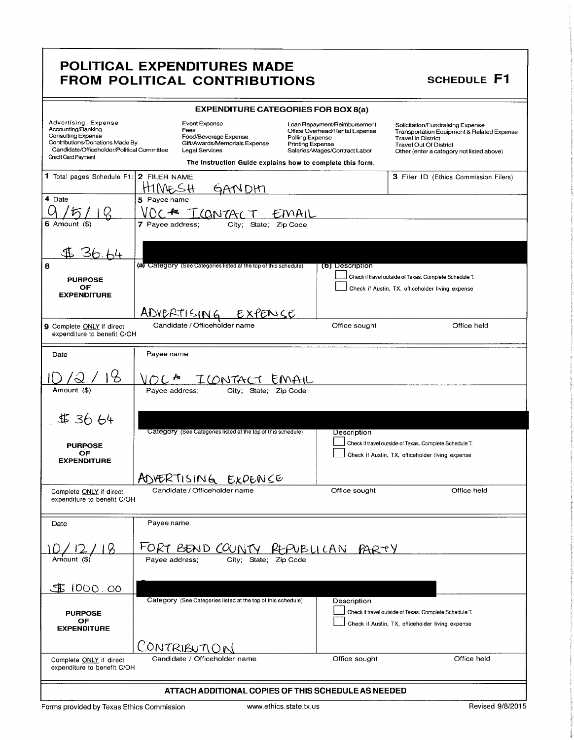# POLITICAL EXPENDITURES MADE FROM POLITICAL CONTRIBUTIONS

**SCHEDULE F1**

**EXPENDITURE CATEGORIES FOR BOX 8(a)**

| | | | |
|---|---|---|---|
| Advertising Expense<br>Accounting/Banking<br>Consulting Expense<br>Contributions/Donations Made By Candidate/Officeholder/Political Committee<br>Credit Card Payment | Event Expense<br>Fees<br>Food/Beverage Expense<br>Gift/Awards/Memorials Expense<br>Legal Services | Loan Repayment/Reimbursement<br>Office Overhead/Rental Expense<br>Polling Expense<br>Printing Expense<br>Salaries/Wages/Contract Labor | Solicitation/Fundraising Expense<br>Transportation Equipment & Related Expense<br>Travel In District<br>Travel Out Of District<br>Other (enter a category not listed above) |

**The Instruction Guide explains how to complete this form.**

| | | |
|---|---|---|
| **1** Total pages Schedule F1: | **2** FILER NAME<br>HIMESH GANDHI | **3** Filer ID (Ethics Commission Filers) |

| | | |
|---|---|---|
| **4** Date<br>9/5/18 | **5** Payee name<br>VOC* ICONTACT EMAIL | |
| **6** Amount ($)<br>$36.64 | **7** Payee address; City; State; Zip Code<br>[redacted] | |
| **8** **PURPOSE OF EXPENDITURE** | **(a)** Category (See Categories listed at the top of this schedule)<br>ADVERTISING EXPENSE | **(b)** Description<br>☐ Check if travel outside of Texas. Complete Schedule T.<br>☐ Check if Austin, TX, officeholder living expense |
| **9** Complete ONLY if direct expenditure to benefit C/OH | Candidate / Officeholder name | Office sought / Office held |

| | | |
|---|---|---|
| Date<br>10/2/18 | Payee name<br>VOC* ICONTACT EMAIL | |
| Amount ($)<br>$36.64 | Payee address; City; State; Zip Code<br>[redacted] | |
| **PURPOSE OF EXPENDITURE** | Category (See Categories listed at the top of this schedule)<br>ADVERTISING EXPENSE | Description<br>☐ Check if travel outside of Texas. Complete Schedule T.<br>☐ Check if Austin, TX, officeholder living expense |
| Complete ONLY if direct expenditure to benefit C/OH | Candidate / Officeholder name | Office sought / Office held |

| | | |
|---|---|---|
| Date<br>10/12/18 | Payee name<br>FORT BEND COUNTY REPUBLICAN PARTY | |
| Amount ($)<br>$1000.00 | Payee address; City; State; Zip Code<br>[redacted] | |
| **PURPOSE OF EXPENDITURE** | Category (See Categories listed at the top of this schedule)<br>CONTRIBUTION | Description<br>☐ Check if travel outside of Texas. Complete Schedule T.<br>☐ Check if Austin, TX, officeholder living expense |
| Complete ONLY if direct expenditure to benefit C/OH | Candidate / Officeholder name | Office sought / Office held |

**ATTACH ADDITIONAL COPIES OF THIS SCHEDULE AS NEEDED**

Forms provided by Texas Ethics Commission www.ethics.state.tx.us Revised 9/8/2015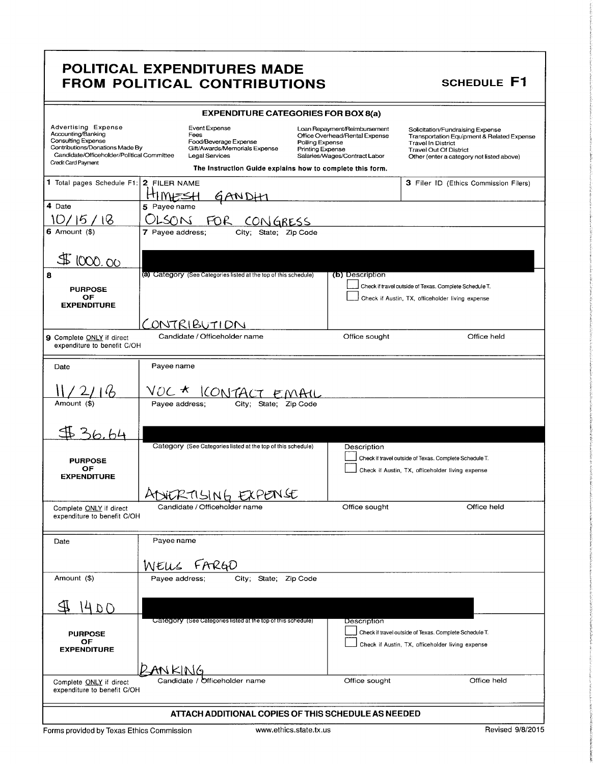# POLITICAL EXPENDITURES MADE FROM POLITICAL CONTRIBUTIONS

**SCHEDULE F1**

### EXPENDITURE CATEGORIES FOR BOX 8(a)

| | | | |
|---|---|---|---|
| Advertising Expense | Event Expense | Loan Repayment/Reimbursement | Solicitation/Fundraising Expense |
| Accounting/Banking | Fees | Office Overhead/Rental Expense | Transportation Equipment & Related Expense |
| Consulting Expense | Food/Beverage Expense | Polling Expense | Travel In District |
| Contributions/Donations Made By Candidate/Officeholder/Political Committee | Gift/Awards/Memorials Expense | Printing Expense | Travel Out Of District |
| Credit Card Payment | Legal Services | Salaries/Wages/Contract Labor | Other (enter a category not listed above) |

**The Instruction Guide explains how to complete this form.**

| | | | |
|---|---|---|---|
| **1** Total pages Schedule F1: | **2** FILER NAME: HIMESH GANDHI | | **3** Filer ID (Ethics Commission Filers) |
| **4** Date: 10/15/18 | **5** Payee name: OLSON FOR CONGRESS | | |
| **6** Amount ($): $1000.00 | **7** Payee address; City; State; Zip Code: [redacted] | | |
| **8** PURPOSE OF EXPENDITURE | (a) Category (See Categories listed at the top of this schedule): CONTRIBUTION | (b) Description ☐ Check if travel outside of Texas. Complete Schedule T. ☐ Check if Austin, TX, officeholder living expense | |
| **9** Complete ONLY if direct expenditure to benefit C/OH | Candidate / Officeholder name | Office sought | Office held |

| | | | |
|---|---|---|---|
| Date: 11/2/18 | Payee name: VOC * ICONTACT EMAIL | | |
| Amount ($): $36.64 | Payee address; City; State; Zip Code: [redacted] | | |
| PURPOSE OF EXPENDITURE | Category (See Categories listed at the top of this schedule): ADVERTISING EXPENSE | Description ☐ Check if travel outside of Texas. Complete Schedule T. ☐ Check if Austin, TX, officeholder living expense | |
| Complete ONLY if direct expenditure to benefit C/OH | Candidate / Officeholder name | Office sought | Office held |

| | | | |
|---|---|---|---|
| Date: | Payee name: WELLS FARGO | | |
| Amount ($): $1400 | Payee address; City; State; Zip Code: [redacted] | | |
| PURPOSE OF EXPENDITURE | Category (See Categories listed at the top of this schedule): BANKING | Description ☐ Check if travel outside of Texas. Complete Schedule T. ☐ Check if Austin, TX, officeholder living expense | |
| Complete ONLY if direct expenditure to benefit C/OH | Candidate / Officeholder name | Office sought | Office held |

**ATTACH ADDITIONAL COPIES OF THIS SCHEDULE AS NEEDED**

Forms provided by Texas Ethics Commission www.ethics.state.tx.us Revised 9/8/2015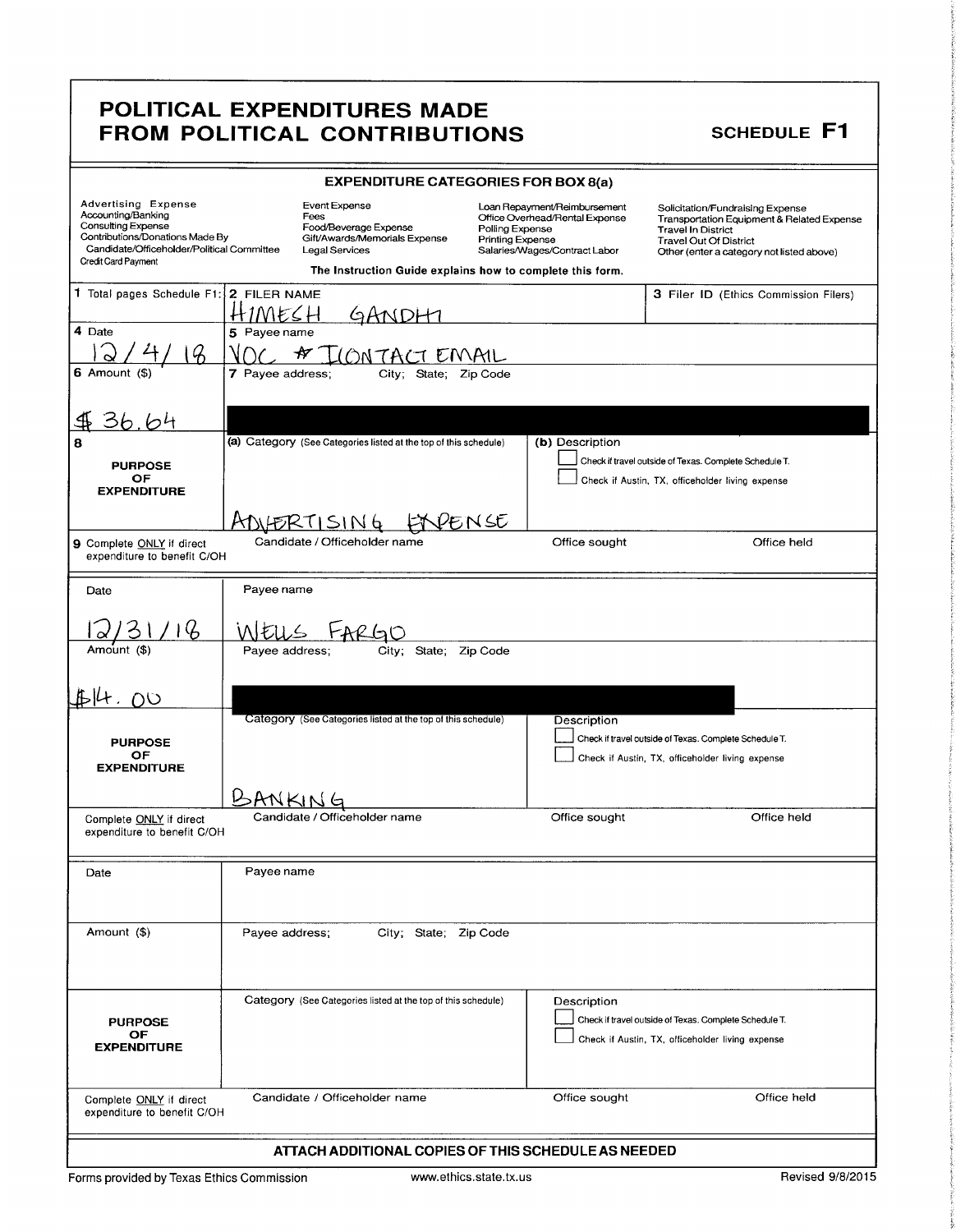# POLITICAL EXPENDITURES MADE FROM POLITICAL CONTRIBUTIONS

**SCHEDULE F1**

**EXPENDITURE CATEGORIES FOR BOX 8(a)**

| | | | |
|---|---|---|---|
| Advertising Expense<br>Accounting/Banking<br>Consulting Expense<br>Contributions/Donations Made By Candidate/Officeholder/Political Committee<br>Credit Card Payment | Event Expense<br>Fees<br>Food/Beverage Expense<br>Gift/Awards/Memorials Expense<br>Legal Services | Loan Repayment/Reimbursement<br>Office Overhead/Rental Expense<br>Polling Expense<br>Printing Expense<br>Salaries/Wages/Contract Labor | Solicitation/Fundraising Expense<br>Transportation Equipment & Related Expense<br>Travel In District<br>Travel Out Of District<br>Other (enter a category not listed above) |

The Instruction Guide explains how to complete this form.

| | | | |
|---|---|---|---|
| 1 Total pages Schedule F1: | 2 FILER NAME<br>HIMESH GANDHI | | 3 Filer ID (Ethics Commission Filers) |
| 4 Date<br>12/4/18 | 5 Payee name<br>VOC * ICONTACT EMAIL | | |
| 6 Amount ($)<br>$36.64 | 7 Payee address; City; State; Zip Code<br>[REDACTED] | | |
| 8 PURPOSE OF EXPENDITURE | (a) Category (See Categories listed at the top of this schedule)<br>ADVERTISING EXPENSE | (b) Description<br>☐ Check if travel outside of Texas. Complete Schedule T.<br>☐ Check if Austin, TX, officeholder living expense | |
| 9 Complete ONLY if direct expenditure to benefit C/OH | Candidate / Officeholder name | Office sought | Office held |
| Date<br>12/31/18 | Payee name<br>WELLS FARGO | | |
| Amount ($)<br>$14.00 | Payee address; City; State; Zip Code<br>[REDACTED] | | |
| PURPOSE OF EXPENDITURE | Category (See Categories listed at the top of this schedule)<br>BANKING | Description<br>☐ Check if travel outside of Texas. Complete Schedule T.<br>☐ Check if Austin, TX, officeholder living expense | |
| Complete ONLY if direct expenditure to benefit C/OH | Candidate / Officeholder name | Office sought | Office held |
| Date | Payee name | | |
| Amount ($) | Payee address; City; State; Zip Code | | |
| PURPOSE OF EXPENDITURE | Category (See Categories listed at the top of this schedule) | Description<br>☐ Check if travel outside of Texas. Complete Schedule T.<br>☐ Check if Austin, TX, officeholder living expense | |
| Complete ONLY if direct expenditure to benefit C/OH | Candidate / Officeholder name | Office sought | Office held |

**ATTACH ADDITIONAL COPIES OF THIS SCHEDULE AS NEEDED**

Forms provided by Texas Ethics Commission www.ethics.state.tx.us Revised 9/8/2015